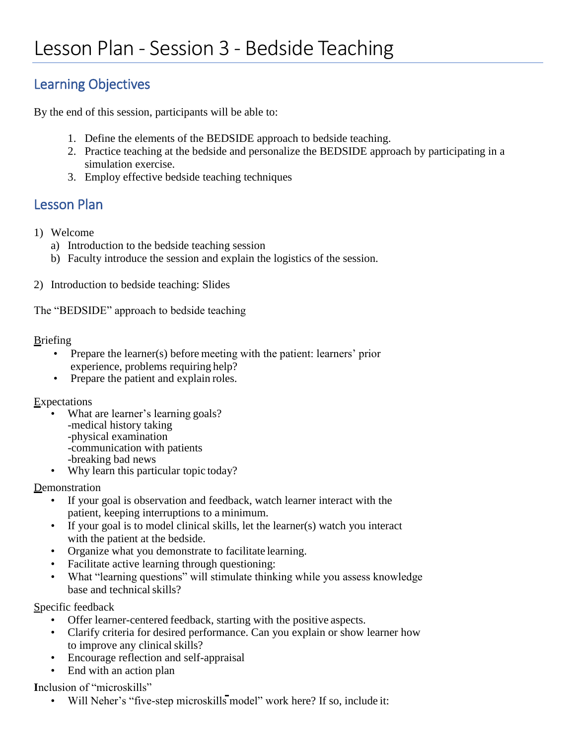# Lesson Plan - Session 3 - Bedside Teaching

## Learning Objectives

By the end of this session, participants will be able to:

1. Define the elements of the BEDSIDE approach to bedside teaching.
2. Practice teaching at the bedside and personalize the BEDSIDE approach by participating in a simulation exercise.
3. Employ effective bedside teaching techniques

## Lesson Plan

1) Welcome
   a) Introduction to the bedside teaching session
   b) Faculty introduce the session and explain the logistics of the session.

2) Introduction to bedside teaching: Slides

The "BEDSIDE" approach to bedside teaching

<u>B</u>riefing

- Prepare the learner(s) before meeting with the patient: learners' prior experience, problems requiring help?
- Prepare the patient and explain roles.

<u>E</u>xpectations

- What are learner's learning goals?
  -medical history taking
  -physical examination
  -communication with patients
  -breaking bad news
- Why learn this particular topic today?

<u>D</u>emonstration

- If your goal is observation and feedback, watch learner interact with the patient, keeping interruptions to a minimum.
- If your goal is to model clinical skills, let the learner(s) watch you interact with the patient at the bedside.
- Organize what you demonstrate to facilitate learning.
- Facilitate active learning through questioning:
- What "learning questions" will stimulate thinking while you assess knowledge base and technical skills?

<u>S</u>pecific feedback

- Offer learner-centered feedback, starting with the positive aspects.
- Clarify criteria for desired performance. Can you explain or show learner how to improve any clinical skills?
- Encourage reflection and self-appraisal
- End with an action plan

**I**nclusion of "microskills"

- Will Neher's "five-step microskills model" work here? If so, include it: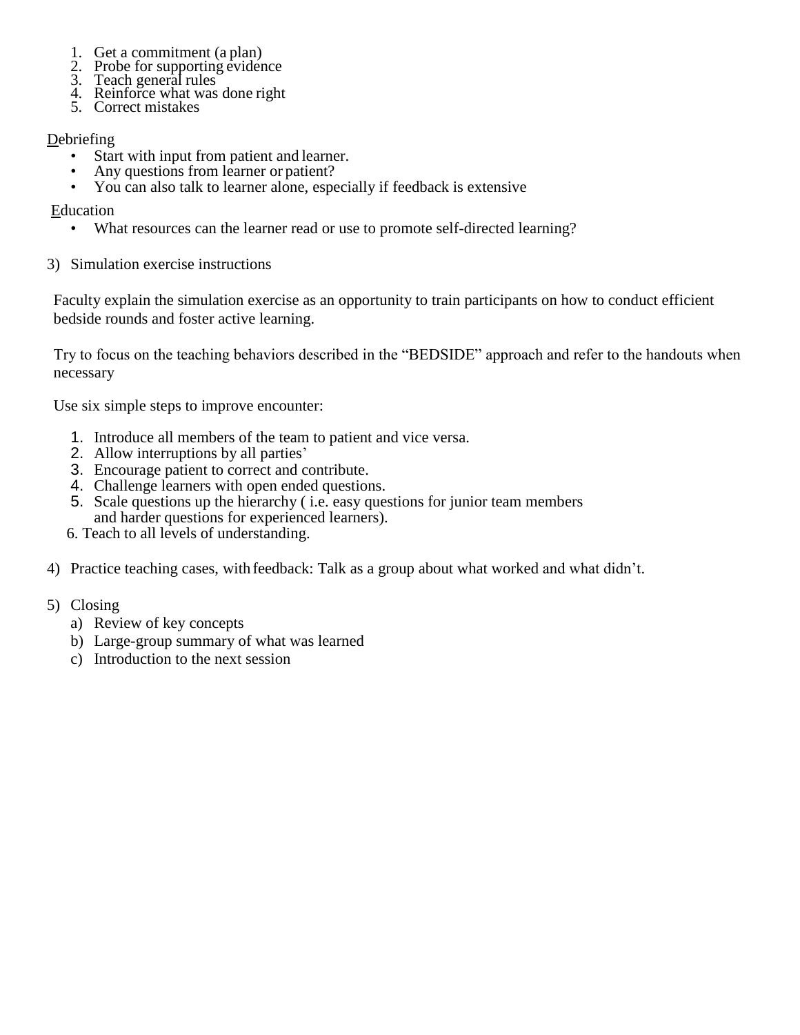1. Get a commitment (a plan)
2. Probe for supporting evidence
3. Teach general rules
4. Reinforce what was done right
5. Correct mistakes

<u>D</u>ebriefing

- Start with input from patient and learner.
- Any questions from learner or patient?
- You can also talk to learner alone, especially if feedback is extensive

<u>E</u>ducation

- What resources can the learner read or use to promote self-directed learning?

3) Simulation exercise instructions

Faculty explain the simulation exercise as an opportunity to train participants on how to conduct efficient bedside rounds and foster active learning.

Try to focus on the teaching behaviors described in the "BEDSIDE" approach and refer to the handouts when necessary

Use six simple steps to improve encounter:

1. Introduce all members of the team to patient and vice versa.
2. Allow interruptions by all parties'
3. Encourage patient to correct and contribute.
4. Challenge learners with open ended questions.
5. Scale questions up the hierarchy ( i.e. easy questions for junior team members and harder questions for experienced learners).
6. Teach to all levels of understanding.

4) Practice teaching cases, with feedback: Talk as a group about what worked and what didn't.

5) Closing
   a) Review of key concepts
   b) Large-group summary of what was learned
   c) Introduction to the next session